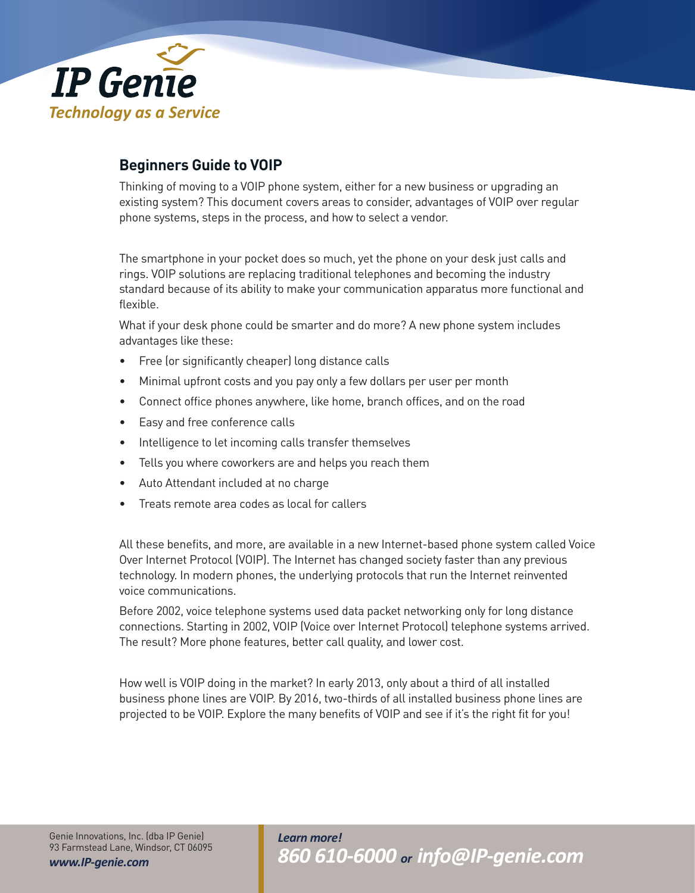IP Genie
*Technology as a Service*

## Beginners Guide to VOIP

Thinking of moving to a VOIP phone system, either for a new business or upgrading an existing system? This document covers areas to consider, advantages of VOIP over regular phone systems, steps in the process, and how to select a vendor.

The smartphone in your pocket does so much, yet the phone on your desk just calls and rings. VOIP solutions are replacing traditional telephones and becoming the industry standard because of its ability to make your communication apparatus more functional and flexible.

What if your desk phone could be smarter and do more? A new phone system includes advantages like these:

- Free (or significantly cheaper) long distance calls
- Minimal upfront costs and you pay only a few dollars per user per month
- Connect office phones anywhere, like home, branch offices, and on the road
- Easy and free conference calls
- Intelligence to let incoming calls transfer themselves
- Tells you where coworkers are and helps you reach them
- Auto Attendant included at no charge
- Treats remote area codes as local for callers

All these benefits, and more, are available in a new Internet-based phone system called Voice Over Internet Protocol (VOIP). The Internet has changed society faster than any previous technology. In modern phones, the underlying protocols that run the Internet reinvented voice communications.

Before 2002, voice telephone systems used data packet networking only for long distance connections. Starting in 2002, VOIP (Voice over Internet Protocol) telephone systems arrived. The result? More phone features, better call quality, and lower cost.

How well is VOIP doing in the market? In early 2013, only about a third of all installed business phone lines are VOIP. By 2016, two-thirds of all installed business phone lines are projected to be VOIP. Explore the many benefits of VOIP and see if it's the right fit for you!

Genie Innovations, Inc. (dba IP Genie)
93 Farmstead Lane, Windsor, CT 06095
*www.IP-genie.com*

***Learn more!***
***860 610-6000 or info@IP-genie.com***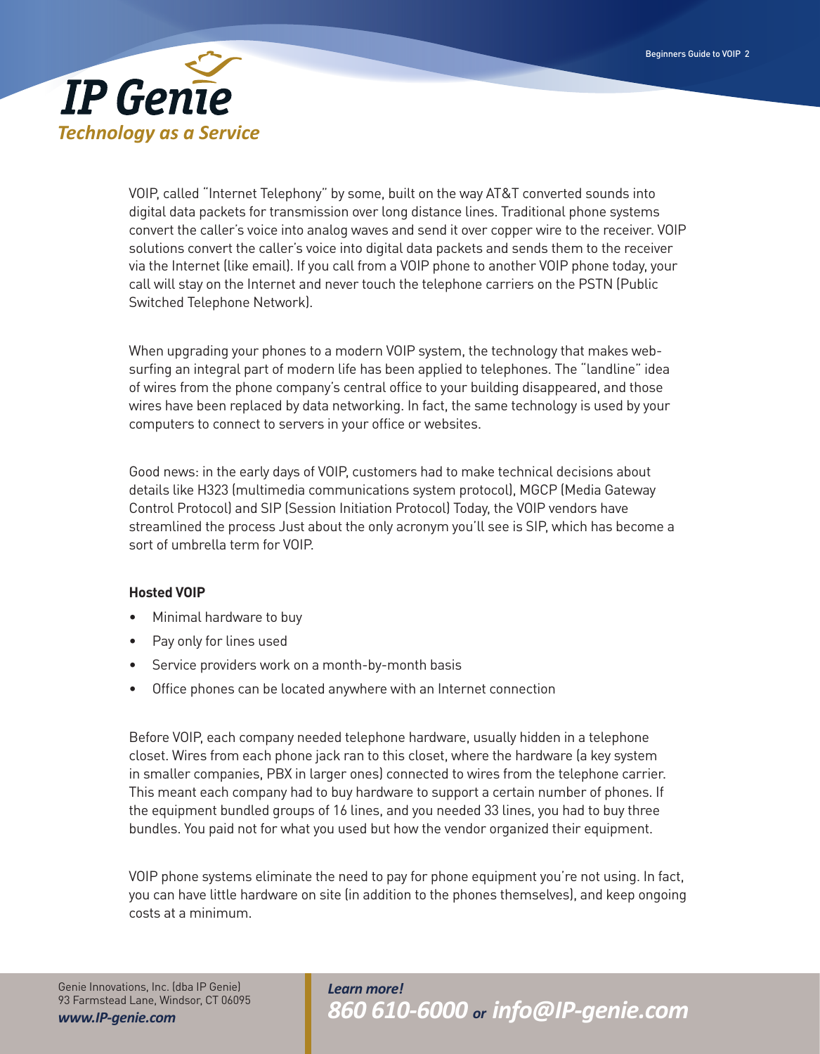VOIP, called "Internet Telephony" by some, built on the way AT&T converted sounds into digital data packets for transmission over long distance lines. Traditional phone systems convert the caller's voice into analog waves and send it over copper wire to the receiver. VOIP solutions convert the caller's voice into digital data packets and sends them to the receiver via the Internet (like email). If you call from a VOIP phone to another VOIP phone today, your call will stay on the Internet and never touch the telephone carriers on the PSTN (Public Switched Telephone Network).

When upgrading your phones to a modern VOIP system, the technology that makes web-surfing an integral part of modern life has been applied to telephones. The "landline" idea of wires from the phone company's central office to your building disappeared, and those wires have been replaced by data networking. In fact, the same technology is used by your computers to connect to servers in your office or websites.

Good news: in the early days of VOIP, customers had to make technical decisions about details like H323 (multimedia communications system protocol), MGCP (Media Gateway Control Protocol) and SIP (Session Initiation Protocol) Today, the VOIP vendors have streamlined the process Just about the only acronym you'll see is SIP, which has become a sort of umbrella term for VOIP.

**Hosted VOIP**

- Minimal hardware to buy
- Pay only for lines used
- Service providers work on a month-by-month basis
- Office phones can be located anywhere with an Internet connection

Before VOIP, each company needed telephone hardware, usually hidden in a telephone closet. Wires from each phone jack ran to this closet, where the hardware (a key system in smaller companies, PBX in larger ones) connected to wires from the telephone carrier. This meant each company had to buy hardware to support a certain number of phones. If the equipment bundled groups of 16 lines, and you needed 33 lines, you had to buy three bundles. You paid not for what you used but how the vendor organized their equipment.

VOIP phone systems eliminate the need to pay for phone equipment you're not using. In fact, you can have little hardware on site (in addition to the phones themselves), and keep ongoing costs at a minimum.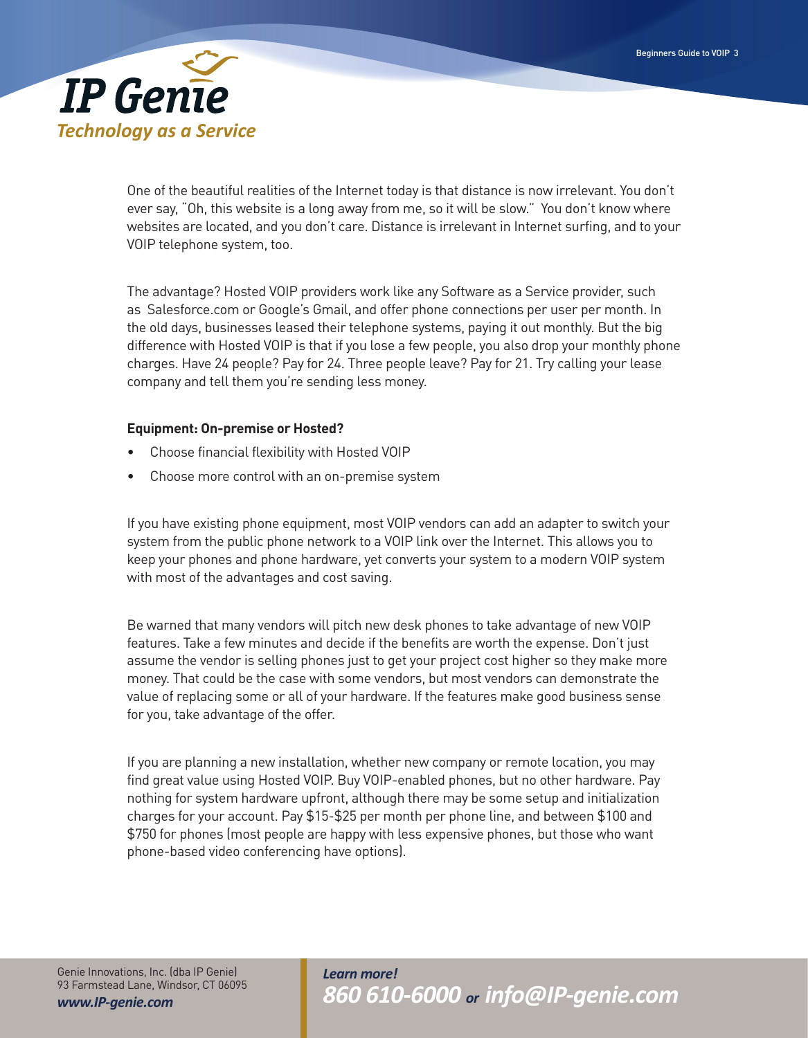One of the beautiful realities of the Internet today is that distance is now irrelevant. You don't ever say, "Oh, this website is a long away from me, so it will be slow." You don't know where websites are located, and you don't care. Distance is irrelevant in Internet surfing, and to your VOIP telephone system, too.

The advantage? Hosted VOIP providers work like any Software as a Service provider, such as Salesforce.com or Google's Gmail, and offer phone connections per user per month. In the old days, businesses leased their telephone systems, paying it out monthly. But the big difference with Hosted VOIP is that if you lose a few people, you also drop your monthly phone charges. Have 24 people? Pay for 24. Three people leave? Pay for 21. Try calling your lease company and tell them you're sending less money.

**Equipment: On-premise or Hosted?**

- Choose financial flexibility with Hosted VOIP
- Choose more control with an on-premise system

If you have existing phone equipment, most VOIP vendors can add an adapter to switch your system from the public phone network to a VOIP link over the Internet. This allows you to keep your phones and phone hardware, yet converts your system to a modern VOIP system with most of the advantages and cost saving.

Be warned that many vendors will pitch new desk phones to take advantage of new VOIP features. Take a few minutes and decide if the benefits are worth the expense. Don't just assume the vendor is selling phones just to get your project cost higher so they make more money. That could be the case with some vendors, but most vendors can demonstrate the value of replacing some or all of your hardware. If the features make good business sense for you, take advantage of the offer.

If you are planning a new installation, whether new company or remote location, you may find great value using Hosted VOIP. Buy VOIP-enabled phones, but no other hardware. Pay nothing for system hardware upfront, although there may be some setup and initialization charges for your account. Pay $15-$25 per month per phone line, and between $100 and $750 for phones (most people are happy with less expensive phones, but those who want phone-based video conferencing have options).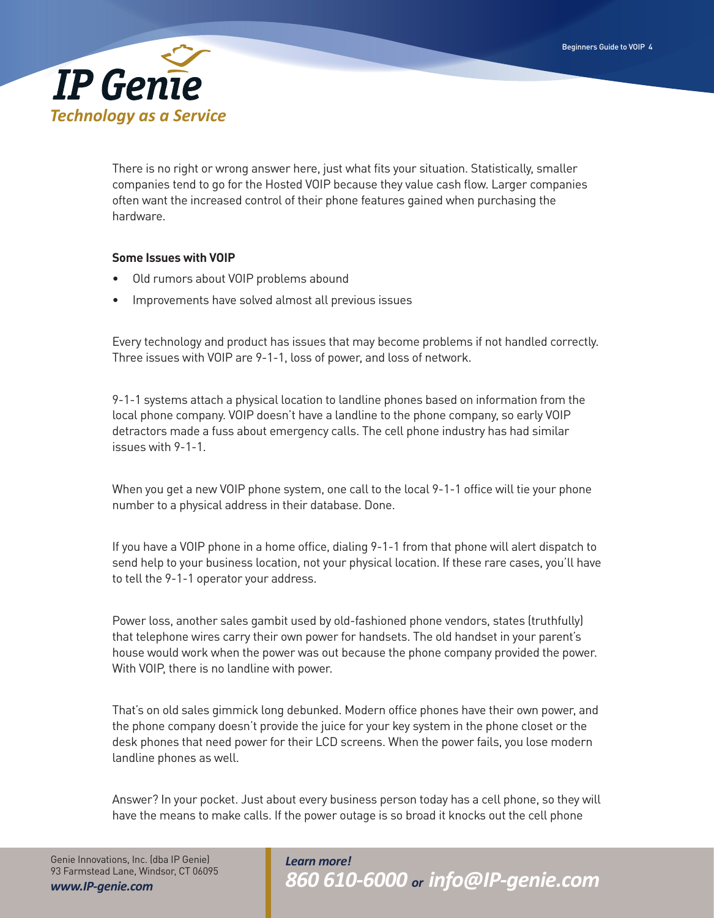There is no right or wrong answer here, just what fits your situation. Statistically, smaller companies tend to go for the Hosted VOIP because they value cash flow. Larger companies often want the increased control of their phone features gained when purchasing the hardware.

**Some Issues with VOIP**

- Old rumors about VOIP problems abound
- Improvements have solved almost all previous issues

Every technology and product has issues that may become problems if not handled correctly. Three issues with VOIP are 9-1-1, loss of power, and loss of network.

9-1-1 systems attach a physical location to landline phones based on information from the local phone company. VOIP doesn't have a landline to the phone company, so early VOIP detractors made a fuss about emergency calls. The cell phone industry has had similar issues with 9-1-1.

When you get a new VOIP phone system, one call to the local 9-1-1 office will tie your phone number to a physical address in their database. Done.

If you have a VOIP phone in a home office, dialing 9-1-1 from that phone will alert dispatch to send help to your business location, not your physical location. If these rare cases, you'll have to tell the 9-1-1 operator your address.

Power loss, another sales gambit used by old-fashioned phone vendors, states (truthfully) that telephone wires carry their own power for handsets. The old handset in your parent's house would work when the power was out because the phone company provided the power. With VOIP, there is no landline with power.

That's on old sales gimmick long debunked. Modern office phones have their own power, and the phone company doesn't provide the juice for your key system in the phone closet or the desk phones that need power for their LCD screens. When the power fails, you lose modern landline phones as well.

Answer? In your pocket. Just about every business person today has a cell phone, so they will have the means to make calls. If the power outage is so broad it knocks out the cell phone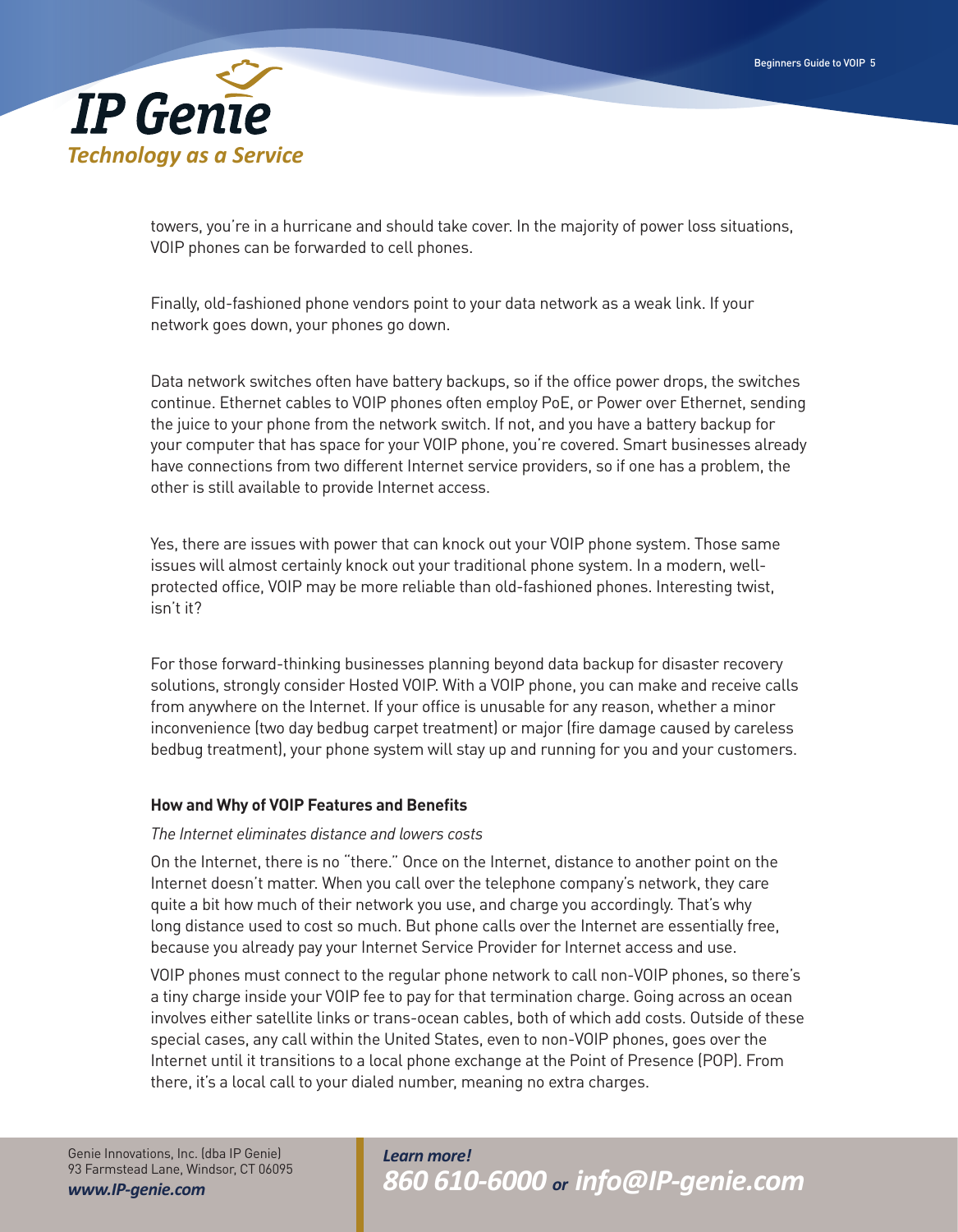towers, you're in a hurricane and should take cover. In the majority of power loss situations, VOIP phones can be forwarded to cell phones.

Finally, old-fashioned phone vendors point to your data network as a weak link. If your network goes down, your phones go down.

Data network switches often have battery backups, so if the office power drops, the switches continue. Ethernet cables to VOIP phones often employ PoE, or Power over Ethernet, sending the juice to your phone from the network switch. If not, and you have a battery backup for your computer that has space for your VOIP phone, you're covered. Smart businesses already have connections from two different Internet service providers, so if one has a problem, the other is still available to provide Internet access.

Yes, there are issues with power that can knock out your VOIP phone system. Those same issues will almost certainly knock out your traditional phone system. In a modern, well-protected office, VOIP may be more reliable than old-fashioned phones. Interesting twist, isn't it?

For those forward-thinking businesses planning beyond data backup for disaster recovery solutions, strongly consider Hosted VOIP. With a VOIP phone, you can make and receive calls from anywhere on the Internet. If your office is unusable for any reason, whether a minor inconvenience (two day bedbug carpet treatment) or major (fire damage caused by careless bedbug treatment), your phone system will stay up and running for you and your customers.

**How and Why of VOIP Features and Benefits**

*The Internet eliminates distance and lowers costs*

On the Internet, there is no "there." Once on the Internet, distance to another point on the Internet doesn't matter. When you call over the telephone company's network, they care quite a bit how much of their network you use, and charge you accordingly. That's why long distance used to cost so much. But phone calls over the Internet are essentially free, because you already pay your Internet Service Provider for Internet access and use.

VOIP phones must connect to the regular phone network to call non-VOIP phones, so there's a tiny charge inside your VOIP fee to pay for that termination charge. Going across an ocean involves either satellite links or trans-ocean cables, both of which add costs. Outside of these special cases, any call within the United States, even to non-VOIP phones, goes over the Internet until it transitions to a local phone exchange at the Point of Presence (POP). From there, it's a local call to your dialed number, meaning no extra charges.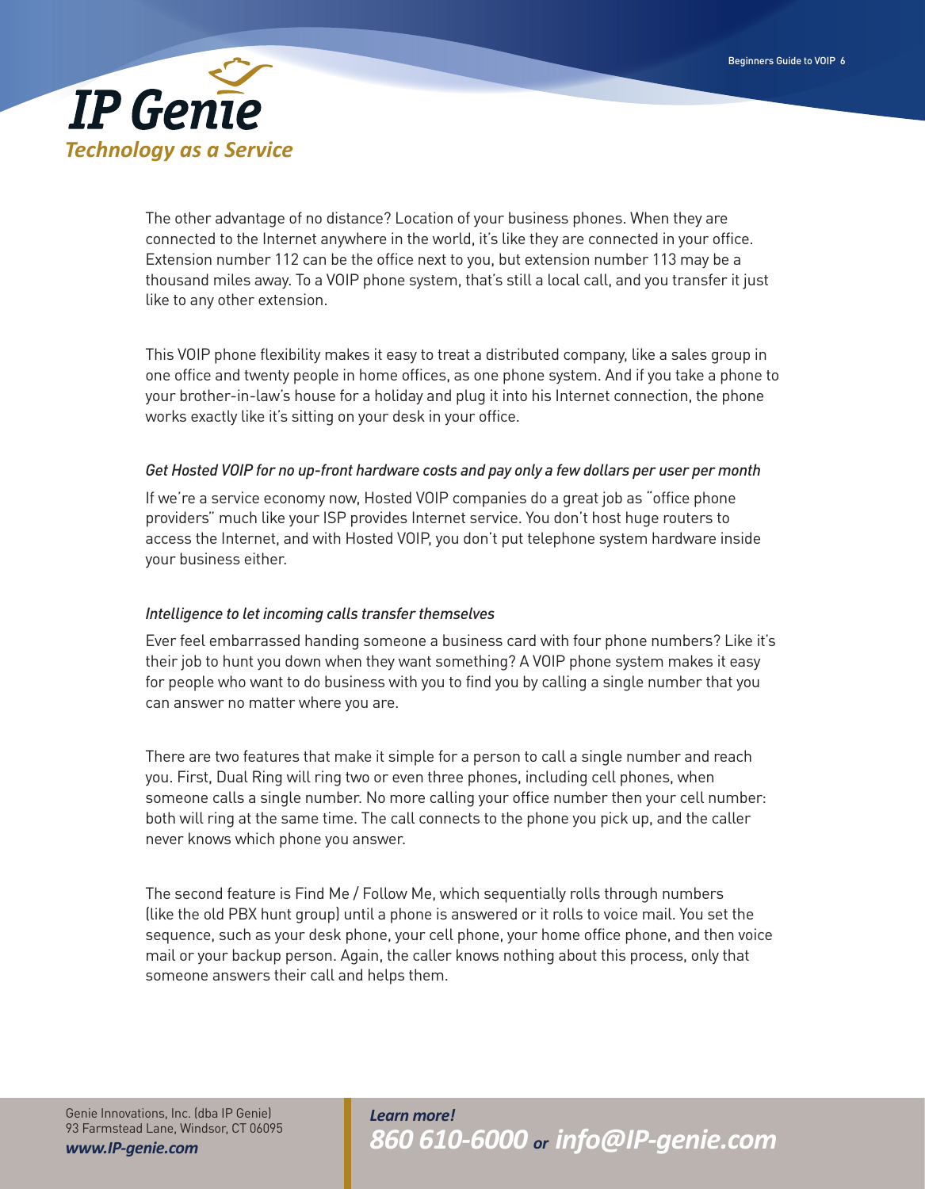The other advantage of no distance? Location of your business phones. When they are connected to the Internet anywhere in the world, it's like they are connected in your office. Extension number 112 can be the office next to you, but extension number 113 may be a thousand miles away. To a VOIP phone system, that's still a local call, and you transfer it just like to any other extension.

This VOIP phone flexibility makes it easy to treat a distributed company, like a sales group in one office and twenty people in home offices, as one phone system. And if you take a phone to your brother-in-law's house for a holiday and plug it into his Internet connection, the phone works exactly like it's sitting on your desk in your office.

*Get Hosted VOIP for no up-front hardware costs and pay only a few dollars per user per month*

If we're a service economy now, Hosted VOIP companies do a great job as "office phone providers" much like your ISP provides Internet service. You don't host huge routers to access the Internet, and with Hosted VOIP, you don't put telephone system hardware inside your business either.

*Intelligence to let incoming calls transfer themselves*

Ever feel embarrassed handing someone a business card with four phone numbers? Like it's their job to hunt you down when they want something? A VOIP phone system makes it easy for people who want to do business with you to find you by calling a single number that you can answer no matter where you are.

There are two features that make it simple for a person to call a single number and reach you. First, Dual Ring will ring two or even three phones, including cell phones, when someone calls a single number. No more calling your office number then your cell number: both will ring at the same time. The call connects to the phone you pick up, and the caller never knows which phone you answer.

The second feature is Find Me / Follow Me, which sequentially rolls through numbers (like the old PBX hunt group) until a phone is answered or it rolls to voice mail. You set the sequence, such as your desk phone, your cell phone, your home office phone, and then voice mail or your backup person. Again, the caller knows nothing about this process, only that someone answers their call and helps them.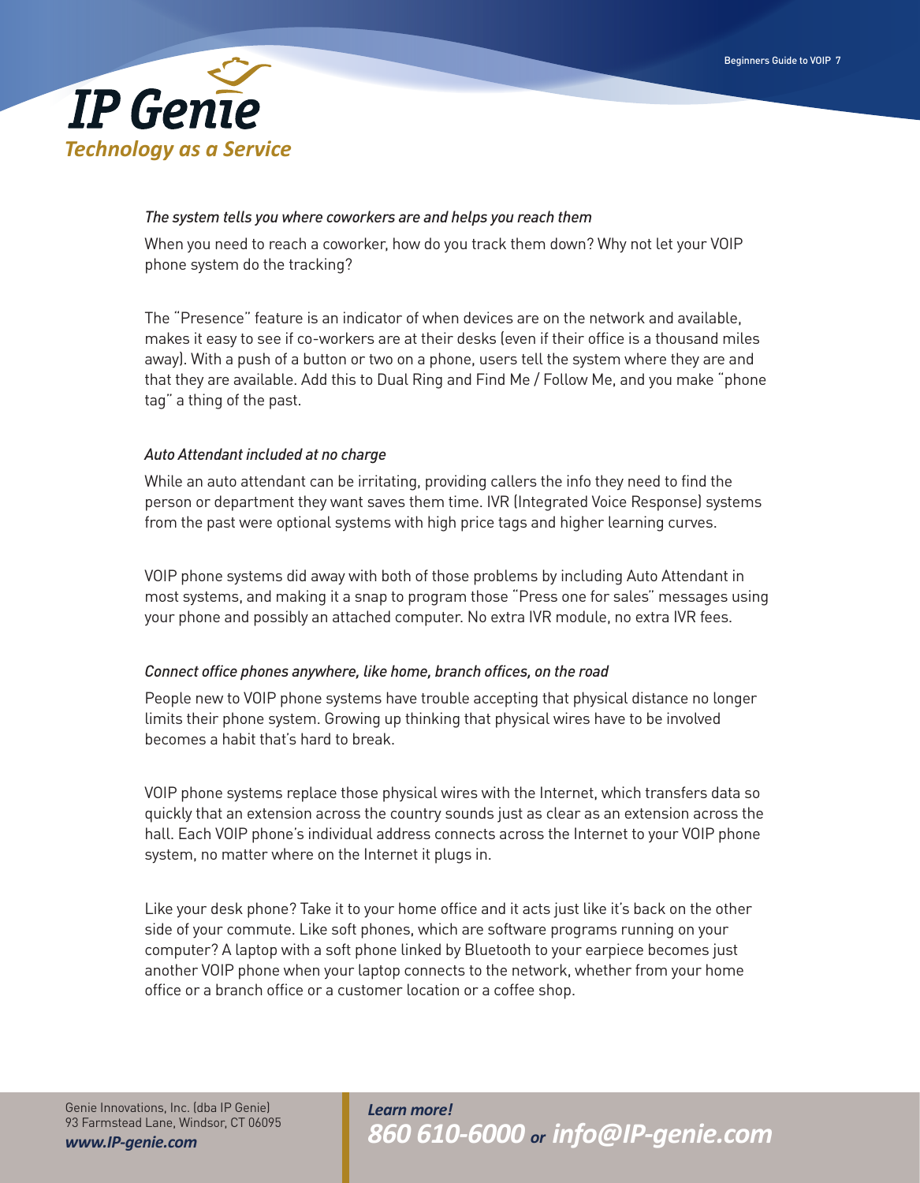*The system tells you where coworkers are and helps you reach them*

When you need to reach a coworker, how do you track them down? Why not let your VOIP phone system do the tracking?

The "Presence" feature is an indicator of when devices are on the network and available, makes it easy to see if co-workers are at their desks (even if their office is a thousand miles away). With a push of a button or two on a phone, users tell the system where they are and that they are available. Add this to Dual Ring and Find Me / Follow Me, and you make "phone tag" a thing of the past.

*Auto Attendant included at no charge*

While an auto attendant can be irritating, providing callers the info they need to find the person or department they want saves them time. IVR (Integrated Voice Response) systems from the past were optional systems with high price tags and higher learning curves.

VOIP phone systems did away with both of those problems by including Auto Attendant in most systems, and making it a snap to program those "Press one for sales" messages using your phone and possibly an attached computer. No extra IVR module, no extra IVR fees.

*Connect office phones anywhere, like home, branch offices, on the road*

People new to VOIP phone systems have trouble accepting that physical distance no longer limits their phone system. Growing up thinking that physical wires have to be involved becomes a habit that's hard to break.

VOIP phone systems replace those physical wires with the Internet, which transfers data so quickly that an extension across the country sounds just as clear as an extension across the hall. Each VOIP phone's individual address connects across the Internet to your VOIP phone system, no matter where on the Internet it plugs in.

Like your desk phone? Take it to your home office and it acts just like it's back on the other side of your commute. Like soft phones, which are software programs running on your computer? A laptop with a soft phone linked by Bluetooth to your earpiece becomes just another VOIP phone when your laptop connects to the network, whether from your home office or a branch office or a customer location or a coffee shop.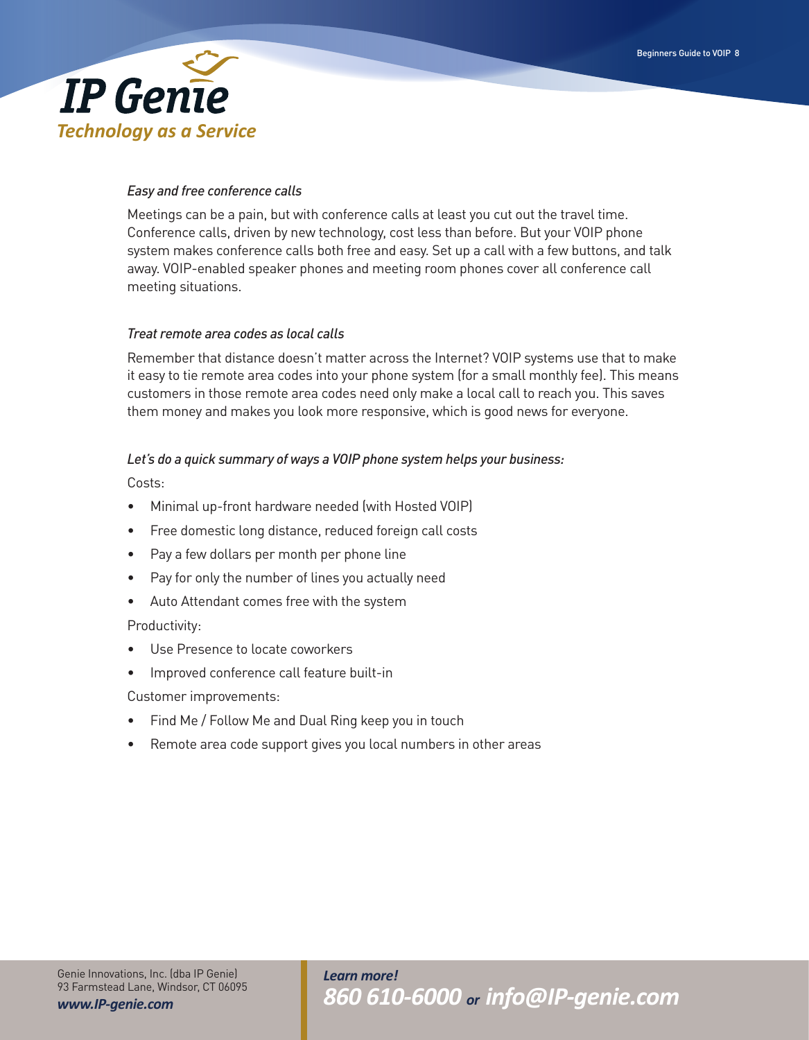*Easy and free conference calls*

Meetings can be a pain, but with conference calls at least you cut out the travel time. Conference calls, driven by new technology, cost less than before. But your VOIP phone system makes conference calls both free and easy. Set up a call with a few buttons, and talk away. VOIP-enabled speaker phones and meeting room phones cover all conference call meeting situations.

*Treat remote area codes as local calls*

Remember that distance doesn't matter across the Internet? VOIP systems use that to make it easy to tie remote area codes into your phone system (for a small monthly fee). This means customers in those remote area codes need only make a local call to reach you. This saves them money and makes you look more responsive, which is good news for everyone.

*Let's do a quick summary of ways a VOIP phone system helps your business:*

Costs:

- Minimal up-front hardware needed (with Hosted VOIP)
- Free domestic long distance, reduced foreign call costs
- Pay a few dollars per month per phone line
- Pay for only the number of lines you actually need
- Auto Attendant comes free with the system

Productivity:

- Use Presence to locate coworkers
- Improved conference call feature built-in

Customer improvements:

- Find Me / Follow Me and Dual Ring keep you in touch
- Remote area code support gives you local numbers in other areas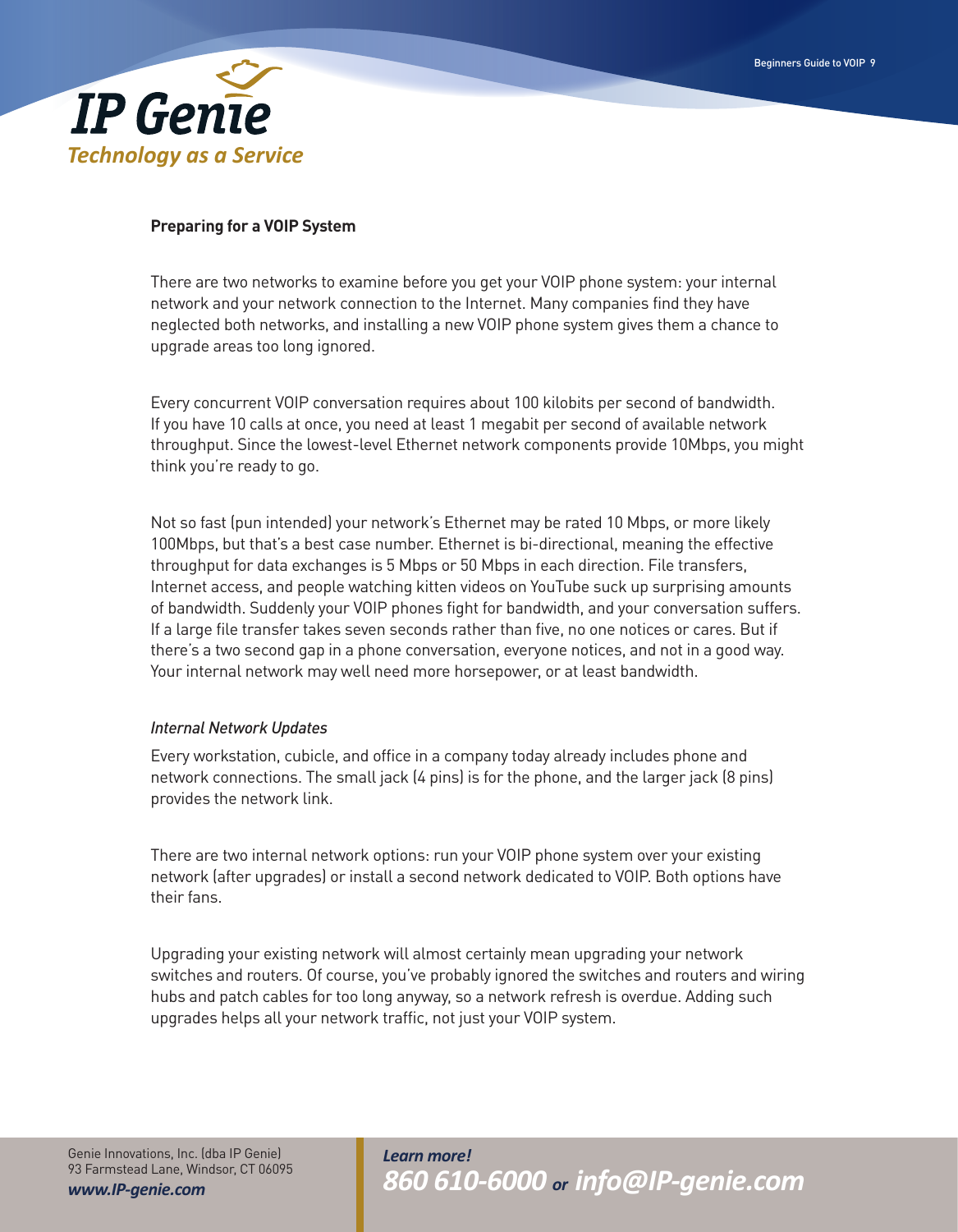## Preparing for a VOIP System

There are two networks to examine before you get your VOIP phone system: your internal network and your network connection to the Internet. Many companies find they have neglected both networks, and installing a new VOIP phone system gives them a chance to upgrade areas too long ignored.

Every concurrent VOIP conversation requires about 100 kilobits per second of bandwidth. If you have 10 calls at once, you need at least 1 megabit per second of available network throughput. Since the lowest-level Ethernet network components provide 10Mbps, you might think you're ready to go.

Not so fast (pun intended) your network's Ethernet may be rated 10 Mbps, or more likely 100Mbps, but that's a best case number. Ethernet is bi-directional, meaning the effective throughput for data exchanges is 5 Mbps or 50 Mbps in each direction. File transfers, Internet access, and people watching kitten videos on YouTube suck up surprising amounts of bandwidth. Suddenly your VOIP phones fight for bandwidth, and your conversation suffers. If a large file transfer takes seven seconds rather than five, no one notices or cares. But if there's a two second gap in a phone conversation, everyone notices, and not in a good way. Your internal network may well need more horsepower, or at least bandwidth.

### *Internal Network Updates*

Every workstation, cubicle, and office in a company today already includes phone and network connections. The small jack (4 pins) is for the phone, and the larger jack (8 pins) provides the network link.

There are two internal network options: run your VOIP phone system over your existing network (after upgrades) or install a second network dedicated to VOIP. Both options have their fans.

Upgrading your existing network will almost certainly mean upgrading your network switches and routers. Of course, you've probably ignored the switches and routers and wiring hubs and patch cables for too long anyway, so a network refresh is overdue. Adding such upgrades helps all your network traffic, not just your VOIP system.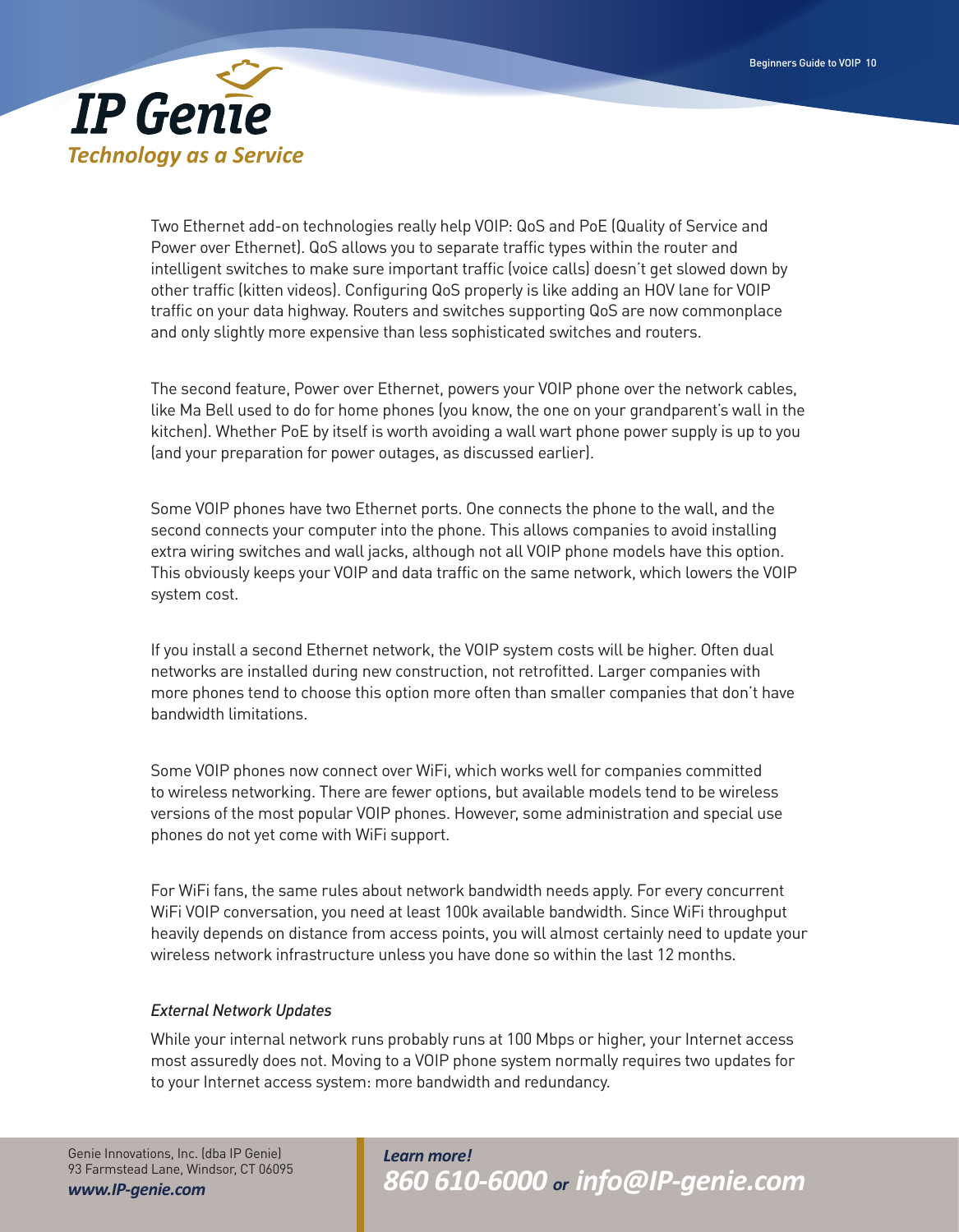Two Ethernet add-on technologies really help VOIP: QoS and PoE (Quality of Service and Power over Ethernet). QoS allows you to separate traffic types within the router and intelligent switches to make sure important traffic (voice calls) doesn't get slowed down by other traffic (kitten videos). Configuring QoS properly is like adding an HOV lane for VOIP traffic on your data highway. Routers and switches supporting QoS are now commonplace and only slightly more expensive than less sophisticated switches and routers.

The second feature, Power over Ethernet, powers your VOIP phone over the network cables, like Ma Bell used to do for home phones (you know, the one on your grandparent's wall in the kitchen). Whether PoE by itself is worth avoiding a wall wart phone power supply is up to you (and your preparation for power outages, as discussed earlier).

Some VOIP phones have two Ethernet ports. One connects the phone to the wall, and the second connects your computer into the phone. This allows companies to avoid installing extra wiring switches and wall jacks, although not all VOIP phone models have this option. This obviously keeps your VOIP and data traffic on the same network, which lowers the VOIP system cost.

If you install a second Ethernet network, the VOIP system costs will be higher. Often dual networks are installed during new construction, not retrofitted. Larger companies with more phones tend to choose this option more often than smaller companies that don't have bandwidth limitations.

Some VOIP phones now connect over WiFi, which works well for companies committed to wireless networking. There are fewer options, but available models tend to be wireless versions of the most popular VOIP phones. However, some administration and special use phones do not yet come with WiFi support.

For WiFi fans, the same rules about network bandwidth needs apply. For every concurrent WiFi VOIP conversation, you need at least 100k available bandwidth. Since WiFi throughput heavily depends on distance from access points, you will almost certainly need to update your wireless network infrastructure unless you have done so within the last 12 months.

*External Network Updates*

While your internal network runs probably runs at 100 Mbps or higher, your Internet access most assuredly does not. Moving to a VOIP phone system normally requires two updates for to your Internet access system: more bandwidth and redundancy.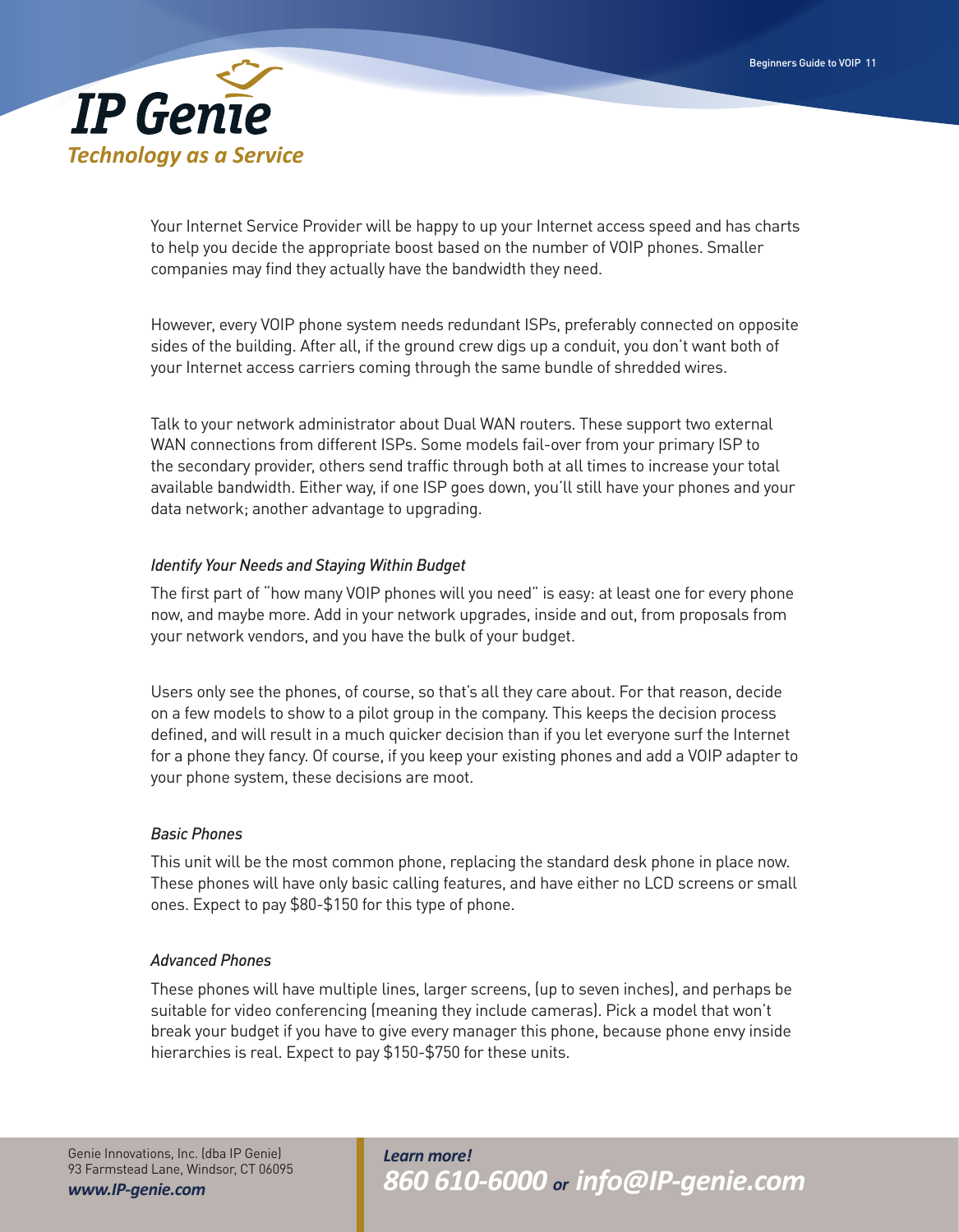Your Internet Service Provider will be happy to up your Internet access speed and has charts to help you decide the appropriate boost based on the number of VOIP phones. Smaller companies may find they actually have the bandwidth they need.

However, every VOIP phone system needs redundant ISPs, preferably connected on opposite sides of the building. After all, if the ground crew digs up a conduit, you don't want both of your Internet access carriers coming through the same bundle of shredded wires.

Talk to your network administrator about Dual WAN routers. These support two external WAN connections from different ISPs. Some models fail-over from your primary ISP to the secondary provider, others send traffic through both at all times to increase your total available bandwidth. Either way, if one ISP goes down, you'll still have your phones and your data network; another advantage to upgrading.

### *Identify Your Needs and Staying Within Budget*

The first part of "how many VOIP phones will you need" is easy: at least one for every phone now, and maybe more. Add in your network upgrades, inside and out, from proposals from your network vendors, and you have the bulk of your budget.

Users only see the phones, of course, so that's all they care about. For that reason, decide on a few models to show to a pilot group in the company. This keeps the decision process defined, and will result in a much quicker decision than if you let everyone surf the Internet for a phone they fancy. Of course, if you keep your existing phones and add a VOIP adapter to your phone system, these decisions are moot.

### *Basic Phones*

This unit will be the most common phone, replacing the standard desk phone in place now. These phones will have only basic calling features, and have either no LCD screens or small ones. Expect to pay $80-$150 for this type of phone.

### *Advanced Phones*

These phones will have multiple lines, larger screens, (up to seven inches), and perhaps be suitable for video conferencing (meaning they include cameras). Pick a model that won't break your budget if you have to give every manager this phone, because phone envy inside hierarchies is real. Expect to pay $150-$750 for these units.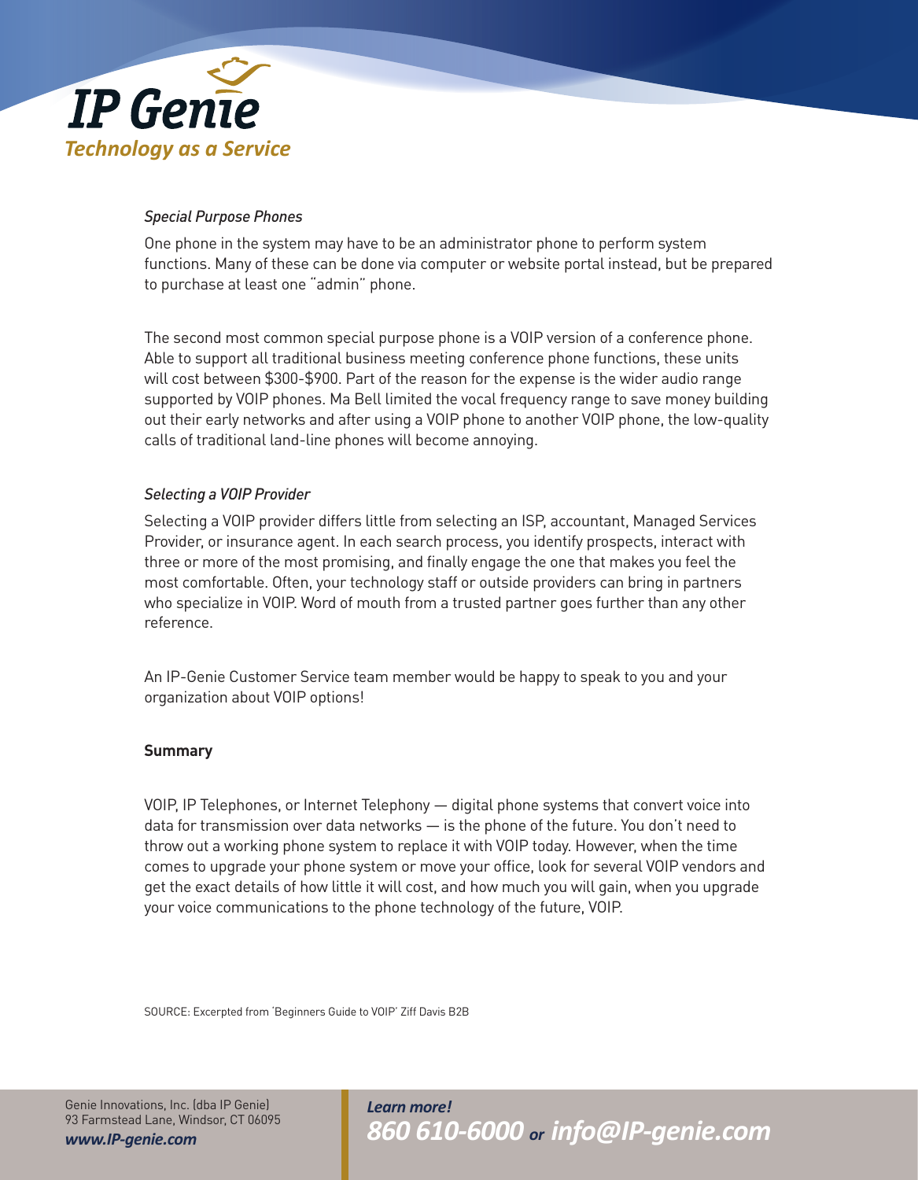*Special Purpose Phones*

One phone in the system may have to be an administrator phone to perform system functions. Many of these can be done via computer or website portal instead, but be prepared to purchase at least one "admin" phone.

The second most common special purpose phone is a VOIP version of a conference phone. Able to support all traditional business meeting conference phone functions, these units will cost between $300-$900. Part of the reason for the expense is the wider audio range supported by VOIP phones. Ma Bell limited the vocal frequency range to save money building out their early networks and after using a VOIP phone to another VOIP phone, the low-quality calls of traditional land-line phones will become annoying.

*Selecting a VOIP Provider*

Selecting a VOIP provider differs little from selecting an ISP, accountant, Managed Services Provider, or insurance agent. In each search process, you identify prospects, interact with three or more of the most promising, and finally engage the one that makes you feel the most comfortable. Often, your technology staff or outside providers can bring in partners who specialize in VOIP. Word of mouth from a trusted partner goes further than any other reference.

An IP-Genie Customer Service team member would be happy to speak to you and your organization about VOIP options!

**Summary**

VOIP, IP Telephones, or Internet Telephony — digital phone systems that convert voice into data for transmission over data networks — is the phone of the future. You don't need to throw out a working phone system to replace it with VOIP today. However, when the time comes to upgrade your phone system or move your office, look for several VOIP vendors and get the exact details of how little it will cost, and how much you will gain, when you upgrade your voice communications to the phone technology of the future, VOIP.

SOURCE: Excerpted from 'Beginners Guide to VOIP' Ziff Davis B2B